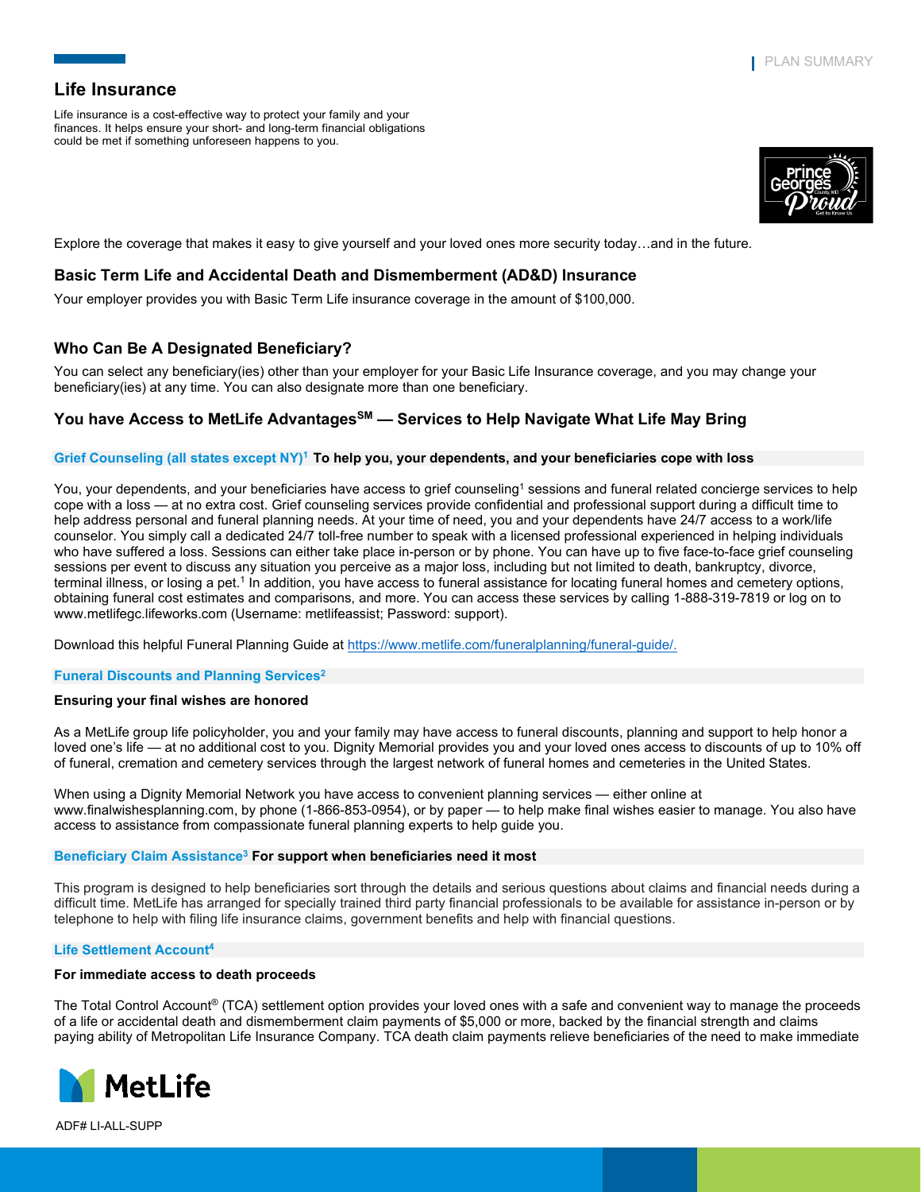# Life Insurance

Life insurance is a cost-effective way to protect your family and your finances. It helps ensure your short- and long-term financial obligations could be met if something unforeseen happens to you.

Explore the coverage that makes it easy to give yourself and your loved ones more security today…and in the future.

## Basic Term Life and Accidental Death and Dismemberment (AD&D) Insurance

Your employer provides you with Basic Term Life insurance coverage in the amount of $100,000.

## Who Can Be A Designated Beneficiary?

You can select any beneficiary(ies) other than your employer for your Basic Life Insurance coverage, and you may change your beneficiary(ies) at any time. You can also designate more than one beneficiary.

## You have Access to MetLife Advantages[SM] — Services to Help Navigate What Life May Bring

### Grief Counseling (all states except NY)[1] To help you, your dependents, and your beneficiaries cope with loss

You, your dependents, and your beneficiaries have access to grief counseling[1] sessions and funeral related concierge services to help cope with a loss — at no extra cost. Grief counseling services provide confidential and professional support during a difficult time to help address personal and funeral planning needs. At your time of need, you and your dependents have 24/7 access to a work/life counselor. You simply call a dedicated 24/7 toll-free number to speak with a licensed professional experienced in helping individuals who have suffered a loss. Sessions can either take place in-person or by phone. You can have up to five face-to-face grief counseling sessions per event to discuss any situation you perceive as a major loss, including but not limited to death, bankruptcy, divorce, terminal illness, or losing a pet.[1] In addition, you have access to funeral assistance for locating funeral homes and cemetery options, obtaining funeral cost estimates and comparisons, and more. You can access these services by calling 1-888-319-7819 or log on to www.metlifegc.lifeworks.com (Username: metlifeassist; Password: support).

Download this helpful Funeral Planning Guide at https://www.metlife.com/funeralplanning/funeral-guide/.

### Funeral Discounts and Planning Services[2]

**Ensuring your final wishes are honored**

As a MetLife group life policyholder, you and your family may have access to funeral discounts, planning and support to help honor a loved one's life — at no additional cost to you. Dignity Memorial provides you and your loved ones access to discounts of up to 10% off of funeral, cremation and cemetery services through the largest network of funeral homes and cemeteries in the United States.

When using a Dignity Memorial Network you have access to convenient planning services — either online at www.finalwishesplanning.com, by phone (1-866-853-0954), or by paper — to help make final wishes easier to manage. You also have access to assistance from compassionate funeral planning experts to help guide you.

### Beneficiary Claim Assistance[3] For support when beneficiaries need it most

This program is designed to help beneficiaries sort through the details and serious questions about claims and financial needs during a difficult time. MetLife has arranged for specially trained third party financial professionals to be available for assistance in-person or by telephone to help with filing life insurance claims, government benefits and help with financial questions.

### Life Settlement Account[4]

**For immediate access to death proceeds**

The Total Control Account® (TCA) settlement option provides your loved ones with a safe and convenient way to manage the proceeds of a life or accidental death and dismemberment claim payments of $5,000 or more, backed by the financial strength and claims paying ability of Metropolitan Life Insurance Company. TCA death claim payments relieve beneficiaries of the need to make immediate

ADF# LI-ALL-SUPP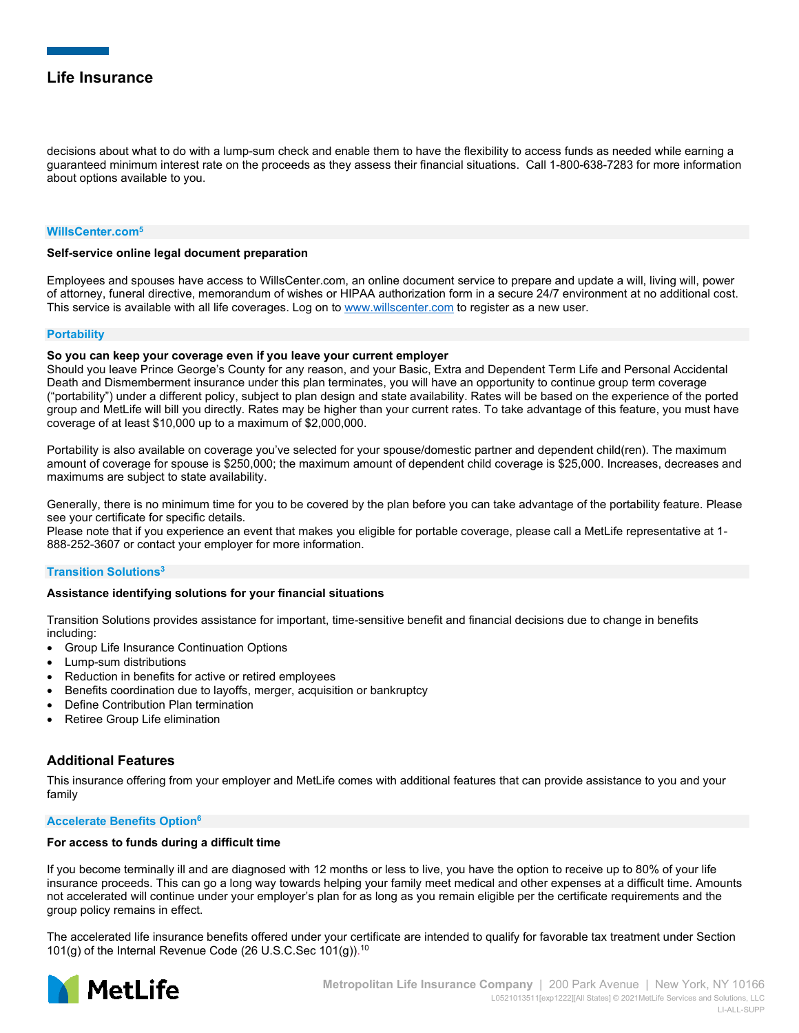## Life Insurance

decisions about what to do with a lump-sum check and enable them to have the flexibility to access funds as needed while earning a guaranteed minimum interest rate on the proceeds as they assess their financial situations. Call 1-800-638-7283 for more information about options available to you.

### WillsCenter.com[5]

**Self-service online legal document preparation**

Employees and spouses have access to WillsCenter.com, an online document service to prepare and update a will, living will, power of attorney, funeral directive, memorandum of wishes or HIPAA authorization form in a secure 24/7 environment at no additional cost. This service is available with all life coverages. Log on to [www.willscenter.com](http://www.willscenter.com) to register as a new user.

### Portability

**So you can keep your coverage even if you leave your current employer**
Should you leave Prince George's County for any reason, and your Basic, Extra and Dependent Term Life and Personal Accidental Death and Dismemberment insurance under this plan terminates, you will have an opportunity to continue group term coverage ("portability") under a different policy, subject to plan design and state availability. Rates will be based on the experience of the ported group and MetLife will bill you directly. Rates may be higher than your current rates. To take advantage of this feature, you must have coverage of at least $10,000 up to a maximum of $2,000,000.

Portability is also available on coverage you've selected for your spouse/domestic partner and dependent child(ren). The maximum amount of coverage for spouse is $250,000; the maximum amount of dependent child coverage is $25,000. Increases, decreases and maximums are subject to state availability.

Generally, there is no minimum time for you to be covered by the plan before you can take advantage of the portability feature. Please see your certificate for specific details.
Please note that if you experience an event that makes you eligible for portable coverage, please call a MetLife representative at 1-888-252-3607 or contact your employer for more information.

### Transition Solutions[3]

**Assistance identifying solutions for your financial situations**

Transition Solutions provides assistance for important, time-sensitive benefit and financial decisions due to change in benefits including:

- Group Life Insurance Continuation Options
- Lump-sum distributions
- Reduction in benefits for active or retired employees
- Benefits coordination due to layoffs, merger, acquisition or bankruptcy
- Define Contribution Plan termination
- Retiree Group Life elimination

## Additional Features

This insurance offering from your employer and MetLife comes with additional features that can provide assistance to you and your family

### Accelerate Benefits Option[6]

**For access to funds during a difficult time**

If you become terminally ill and are diagnosed with 12 months or less to live, you have the option to receive up to 80% of your life insurance proceeds. This can go a long way towards helping your family meet medical and other expenses at a difficult time. Amounts not accelerated will continue under your employer's plan for as long as you remain eligible per the certificate requirements and the group policy remains in effect.

The accelerated life insurance benefits offered under your certificate are intended to qualify for favorable tax treatment under Section 101(g) of the Internal Revenue Code (26 U.S.C.Sec 101(g)).[10]

Metropolitan Life Insurance Company | 200 Park Avenue | New York, NY 10166
L0521013511[exp1222][All States] © 2021MetLife Services and Solutions, LLC
LI-ALL-SUPP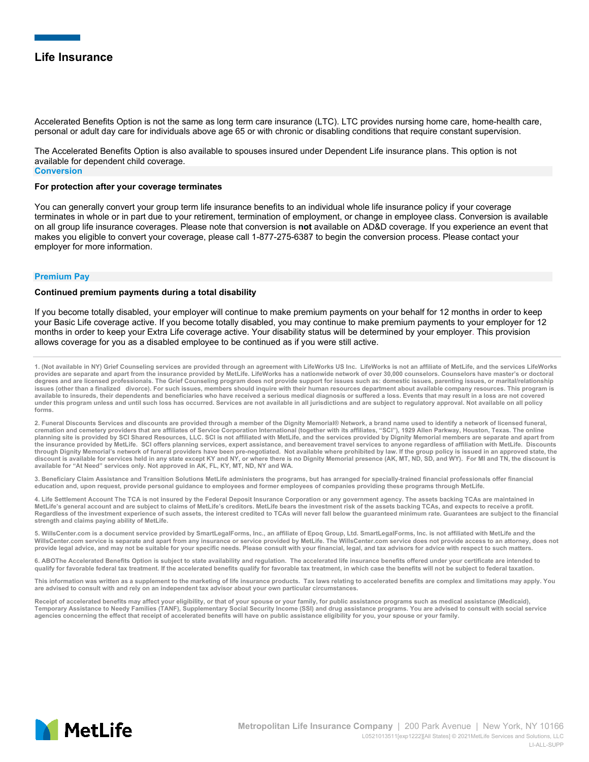## Life Insurance

Accelerated Benefits Option is not the same as long term care insurance (LTC). LTC provides nursing home care, home-health care, personal or adult day care for individuals above age 65 or with chronic or disabling conditions that require constant supervision.

The Accelerated Benefits Option is also available to spouses insured under Dependent Life insurance plans. This option is not available for dependent child coverage.

### Conversion

**For protection after your coverage terminates**

You can generally convert your group term life insurance benefits to an individual whole life insurance policy if your coverage terminates in whole or in part due to your retirement, termination of employment, or change in employee class. Conversion is available on all group life insurance coverages. Please note that conversion is **not** available on AD&D coverage. If you experience an event that makes you eligible to convert your coverage, please call 1-877-275-6387 to begin the conversion process. Please contact your employer for more information.

### Premium Pay

**Continued premium payments during a total disability**

If you become totally disabled, your employer will continue to make premium payments on your behalf for 12 months in order to keep your Basic Life coverage active. If you become totally disabled, you may continue to make premium payments to your employer for 12 months in order to keep your Extra Life coverage active. Your disability status will be determined by your employer. This provision allows coverage for you as a disabled employee to be continued as if you were still active.

---

1. (Not available in NY) Grief Counseling services are provided through an agreement with LifeWorks US Inc. LifeWorks is not an affiliate of MetLife, and the services LifeWorks provides are separate and apart from the insurance provided by MetLife. LifeWorks has a nationwide network of over 30,000 counselors. Counselors have master's or doctoral degrees and are licensed professionals. The Grief Counseling program does not provide support for issues such as: domestic issues, parenting issues, or marital/relationship issues (other than a finalized divorce). For such issues, members should inquire with their human resources department about available company resources. This program is available to insureds, their dependents and beneficiaries who have received a serious medical diagnosis or suffered a loss. Events that may result in a loss are not covered under this program unless and until such loss has occurred. Services are not available in all jurisdictions and are subject to regulatory approval. Not available on all policy forms.

2. Funeral Discounts Services and discounts are provided through a member of the Dignity Memorial® Network, a brand name used to identify a network of licensed funeral, cremation and cemetery providers that are affiliates of Service Corporation International (together with its affiliates, "SCI"), 1929 Allen Parkway, Houston, Texas. The online planning site is provided by SCI Shared Resources, LLC. SCI is not affiliated with MetLife, and the services provided by Dignity Memorial members are separate and apart from the insurance provided by MetLife. SCI offers planning services, expert assistance, and bereavement travel services to anyone regardless of affiliation with MetLife. Discounts through Dignity Memorial's network of funeral providers have been pre-negotiated. Not available where prohibited by law. If the group policy is issued in an approved state, the discount is available for services held in any state except KY and NY, or where there is no Dignity Memorial presence (AK, MT, ND, SD, and WY). For MI and TN, the discount is available for "At Need" services only. Not approved in AK, FL, KY, MT, ND, NY and WA.

3. Beneficiary Claim Assistance and Transition Solutions MetLife administers the programs, but has arranged for specially-trained financial professionals offer financial education and, upon request, provide personal guidance to employees and former employees of companies providing these programs through MetLife.

4. Life Settlement Account The TCA is not insured by the Federal Deposit Insurance Corporation or any government agency. The assets backing TCAs are maintained in MetLife's general account and are subject to claims of MetLife's creditors. MetLife bears the investment risk of the assets backing TCAs, and expects to receive a profit. Regardless of the investment experience of such assets, the interest credited to TCAs will never fall below the guaranteed minimum rate. Guarantees are subject to the financial strength and claims paying ability of MetLife.

5. WillsCenter.com is a document service provided by SmartLegalForms, Inc., an affiliate of Epoq Group, Ltd. SmartLegalForms, Inc. is not affiliated with MetLife and the WillsCenter.com service is separate and apart from any insurance or service provided by MetLife. The WillsCenter.com service does not provide access to an attorney, does not provide legal advice, and may not be suitable for your specific needs. Please consult with your financial, legal, and tax advisors for advice with respect to such matters.

6. ABOThe Accelerated Benefits Option is subject to state availability and regulation. The accelerated life insurance benefits offered under your certificate are intended to qualify for favorable federal tax treatment. If the accelerated benefits qualify for favorable tax treatment, in which case the benefits will not be subject to federal taxation.

This information was written as a supplement to the marketing of life insurance products. Tax laws relating to accelerated benefits are complex and limitations may apply. You are advised to consult with and rely on an independent tax advisor about your own particular circumstances.

Receipt of accelerated benefits may affect your eligibility, or that of your spouse or your family, for public assistance programs such as medical assistance (Medicaid), Temporary Assistance to Needy Families (TANF), Supplementary Social Security Income (SSI) and drug assistance programs. You are advised to consult with social service agencies concerning the effect that receipt of accelerated benefits will have on public assistance eligibility for you, your spouse or your family.

MetLife

Metropolitan Life Insurance Company | 200 Park Avenue | New York, NY 10166

L0521013511[exp1222][All States] © 2021MetLife Services and Solutions, LLC

LI-ALL-SUPP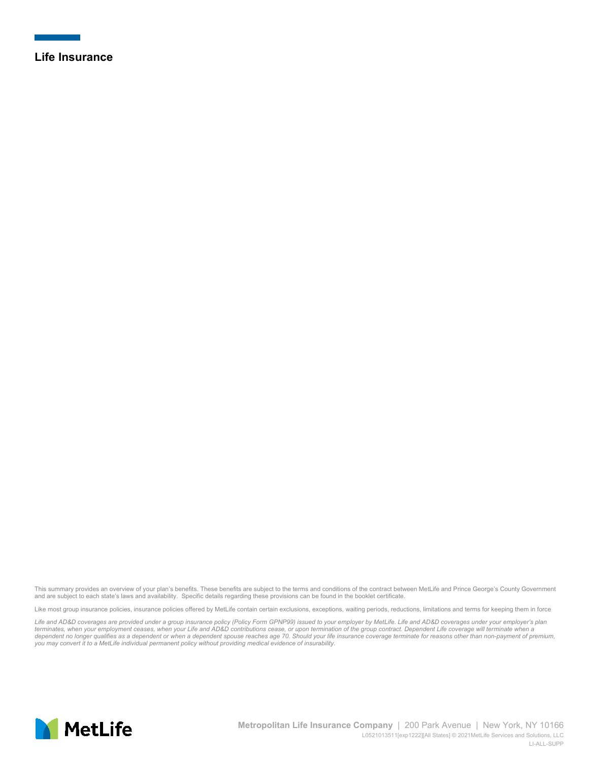## Life Insurance

This summary provides an overview of your plan's benefits. These benefits are subject to the terms and conditions of the contract between MetLife and Prince George's County Government and are subject to each state's laws and availability. Specific details regarding these provisions can be found in the booklet certificate.

Like most group insurance policies, insurance policies offered by MetLife contain certain exclusions, exceptions, waiting periods, reductions, limitations and terms for keeping them in force

*Life and AD&D coverages are provided under a group insurance policy (Policy Form GPNP99) issued to your employer by MetLife. Life and AD&D coverages under your employer's plan terminates, when your employment ceases, when your Life and AD&D contributions cease, or upon termination of the group contract. Dependent Life coverage will terminate when a dependent no longer qualifies as a dependent or when a dependent spouse reaches age 70. Should your life insurance coverage terminate for reasons other than non-payment of premium, you may convert it to a MetLife individual permanent policy without providing medical evidence of insurability.*

MetLife

**Metropolitan Life Insurance Company** | 200 Park Avenue | New York, NY 10166

L0521013511[exp1222][All States] © 2021MetLife Services and Solutions, LLC

LI-ALL-SUPP